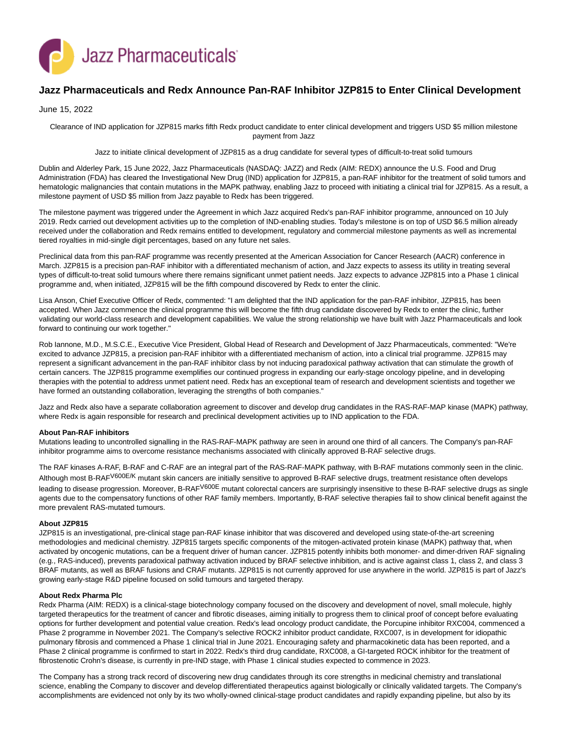# Jazz Pharmaceuticals and Redx Announce Pan-RAF Inhibitor JZP815 to Enter Clinical Development

June 15, 2022

Clearance of IND application for JZP815 marks fifth Redx product candidate to enter clinical development and triggers USD $5 million milestone payment from Jazz

Jazz to initiate clinical development of JZP815 as a drug candidate for several types of difficult-to-treat solid tumours

Dublin and Alderley Park, 15 June 2022, Jazz Pharmaceuticals (NASDAQ: JAZZ) and Redx (AIM: REDX) announce the U.S. Food and Drug Administration (FDA) has cleared the Investigational New Drug (IND) application for JZP815, a pan-RAF inhibitor for the treatment of solid tumors and hematologic malignancies that contain mutations in the MAPK pathway, enabling Jazz to proceed with initiating a clinical trial for JZP815. As a result, a milestone payment of USD $5 million from Jazz payable to Redx has been triggered.

The milestone payment was triggered under the Agreement in which Jazz acquired Redx's pan-RAF inhibitor programme, announced on 10 July 2019. Redx carried out development activities up to the completion of IND-enabling studies. Today's milestone is on top of USD $6.5 million already received under the collaboration and Redx remains entitled to development, regulatory and commercial milestone payments as well as incremental tiered royalties in mid-single digit percentages, based on any future net sales.

Preclinical data from this pan-RAF programme was recently presented at the American Association for Cancer Research (AACR) conference in March. JZP815 is a precision pan-RAF inhibitor with a differentiated mechanism of action, and Jazz expects to assess its utility in treating several types of difficult-to-treat solid tumours where there remains significant unmet patient needs. Jazz expects to advance JZP815 into a Phase 1 clinical programme and, when initiated, JZP815 will be the fifth compound discovered by Redx to enter the clinic.

Lisa Anson, Chief Executive Officer of Redx, commented: "I am delighted that the IND application for the pan-RAF inhibitor, JZP815, has been accepted. When Jazz commence the clinical programme this will become the fifth drug candidate discovered by Redx to enter the clinic, further validating our world-class research and development capabilities. We value the strong relationship we have built with Jazz Pharmaceuticals and look forward to continuing our work together."

Rob Iannone, M.D., M.S.C.E., Executive Vice President, Global Head of Research and Development of Jazz Pharmaceuticals, commented: "We're excited to advance JZP815, a precision pan-RAF inhibitor with a differentiated mechanism of action, into a clinical trial programme. JZP815 may represent a significant advancement in the pan-RAF inhibitor class by not inducing paradoxical pathway activation that can stimulate the growth of certain cancers. The JZP815 programme exemplifies our continued progress in expanding our early-stage oncology pipeline, and in developing therapies with the potential to address unmet patient need. Redx has an exceptional team of research and development scientists and together we have formed an outstanding collaboration, leveraging the strengths of both companies."

Jazz and Redx also have a separate collaboration agreement to discover and develop drug candidates in the RAS-RAF-MAP kinase (MAPK) pathway, where Redx is again responsible for research and preclinical development activities up to IND application to the FDA.

**About Pan-RAF inhibitors**

Mutations leading to uncontrolled signalling in the RAS-RAF-MAPK pathway are seen in around one third of all cancers. The Company's pan-RAF inhibitor programme aims to overcome resistance mechanisms associated with clinically approved B-RAF selective drugs.

The RAF kinases A-RAF, B-RAF and C-RAF are an integral part of the RAS-RAF-MAPK pathway, with B-RAF mutations commonly seen in the clinic. Although most B-RAF$^{V600E/K}$ mutant skin cancers are initially sensitive to approved B-RAF selective drugs, treatment resistance often develops leading to disease progression. Moreover, B-RAF$^{V600E}$ mutant colorectal cancers are surprisingly insensitive to these B-RAF selective drugs as single agents due to the compensatory functions of other RAF family members. Importantly, B-RAF selective therapies fail to show clinical benefit against the more prevalent RAS-mutated tumours.

**About JZP815**

JZP815 is an investigational, pre-clinical stage pan-RAF kinase inhibitor that was discovered and developed using state-of-the-art screening methodologies and medicinal chemistry. JZP815 targets specific components of the mitogen-activated protein kinase (MAPK) pathway that, when activated by oncogenic mutations, can be a frequent driver of human cancer. JZP815 potently inhibits both monomer- and dimer-driven RAF signaling (e.g., RAS-induced), prevents paradoxical pathway activation induced by BRAF selective inhibition, and is active against class 1, class 2, and class 3 BRAF mutants, as well as BRAF fusions and CRAF mutants. JZP815 is not currently approved for use anywhere in the world. JZP815 is part of Jazz's growing early-stage R&D pipeline focused on solid tumours and targeted therapy.

**About Redx Pharma Plc**

Redx Pharma (AIM: REDX) is a clinical-stage biotechnology company focused on the discovery and development of novel, small molecule, highly targeted therapeutics for the treatment of cancer and fibrotic diseases, aiming initially to progress them to clinical proof of concept before evaluating options for further development and potential value creation. Redx's lead oncology product candidate, the Porcupine inhibitor RXC004, commenced a Phase 2 programme in November 2021. The Company's selective ROCK2 inhibitor product candidate, RXC007, is in development for idiopathic pulmonary fibrosis and commenced a Phase 1 clinical trial in June 2021. Encouraging safety and pharmacokinetic data has been reported, and a Phase 2 clinical programme is confirmed to start in 2022. Redx's third drug candidate, RXC008, a GI-targeted ROCK inhibitor for the treatment of fibrostenotic Crohn's disease, is currently in pre-IND stage, with Phase 1 clinical studies expected to commence in 2023.

The Company has a strong track record of discovering new drug candidates through its core strengths in medicinal chemistry and translational science, enabling the Company to discover and develop differentiated therapeutics against biologically or clinically validated targets. The Company's accomplishments are evidenced not only by its two wholly-owned clinical-stage product candidates and rapidly expanding pipeline, but also by its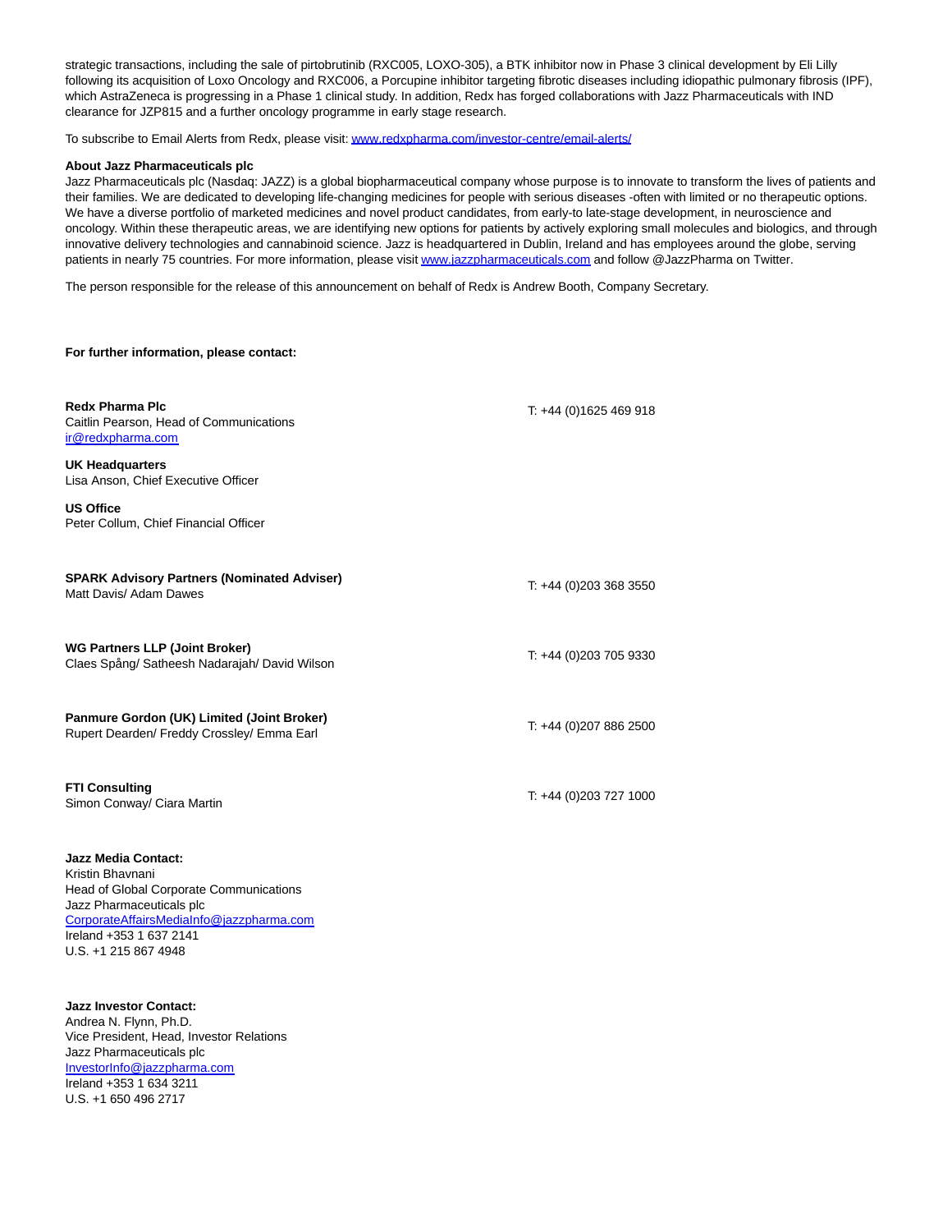strategic transactions, including the sale of pirtobrutinib (RXC005, LOXO-305), a BTK inhibitor now in Phase 3 clinical development by Eli Lilly following its acquisition of Loxo Oncology and RXC006, a Porcupine inhibitor targeting fibrotic diseases including idiopathic pulmonary fibrosis (IPF), which AstraZeneca is progressing in a Phase 1 clinical study. In addition, Redx has forged collaborations with Jazz Pharmaceuticals with IND clearance for JZP815 and a further oncology programme in early stage research.

To subscribe to Email Alerts from Redx, please visit: [www.redxpharma.com/investor-centre/email-alerts/](www.redxpharma.com/investor-centre/email-alerts/)

**About Jazz Pharmaceuticals plc**

Jazz Pharmaceuticals plc (Nasdaq: JAZZ) is a global biopharmaceutical company whose purpose is to innovate to transform the lives of patients and their families. We are dedicated to developing life-changing medicines for people with serious diseases -often with limited or no therapeutic options. We have a diverse portfolio of marketed medicines and novel product candidates, from early-to late-stage development, in neuroscience and oncology. Within these therapeutic areas, we are identifying new options for patients by actively exploring small molecules and biologics, and through innovative delivery technologies and cannabinoid science. Jazz is headquartered in Dublin, Ireland and has employees around the globe, serving patients in nearly 75 countries. For more information, please visit [www.jazzpharmaceuticals.com](www.jazzpharmaceuticals.com) and follow @JazzPharma on Twitter.

The person responsible for the release of this announcement on behalf of Redx is Andrew Booth, Company Secretary.

**For further information, please contact:**

**Redx Pharma Plc**
Caitlin Pearson, Head of Communications
ir@redxpharma.com
T: +44 (0)1625 469 918

**UK Headquarters**
Lisa Anson, Chief Executive Officer

**US Office**
Peter Collum, Chief Financial Officer

**SPARK Advisory Partners (Nominated Adviser)**
Matt Davis/ Adam Dawes
T: +44 (0)203 368 3550

**WG Partners LLP (Joint Broker)**
Claes Spång/ Satheesh Nadarajah/ David Wilson
T: +44 (0)203 705 9330

**Panmure Gordon (UK) Limited (Joint Broker)**
Rupert Dearden/ Freddy Crossley/ Emma Earl
T: +44 (0)207 886 2500

**FTI Consulting**
Simon Conway/ Ciara Martin
T: +44 (0)203 727 1000

**Jazz Media Contact:**
Kristin Bhavnani
Head of Global Corporate Communications
Jazz Pharmaceuticals plc
CorporateAffairsMediaInfo@jazzpharma.com
Ireland +353 1 637 2141
U.S. +1 215 867 4948

**Jazz Investor Contact:**
Andrea N. Flynn, Ph.D.
Vice President, Head, Investor Relations
Jazz Pharmaceuticals plc
InvestorInfo@jazzpharma.com
Ireland +353 1 634 3211
U.S. +1 650 496 2717